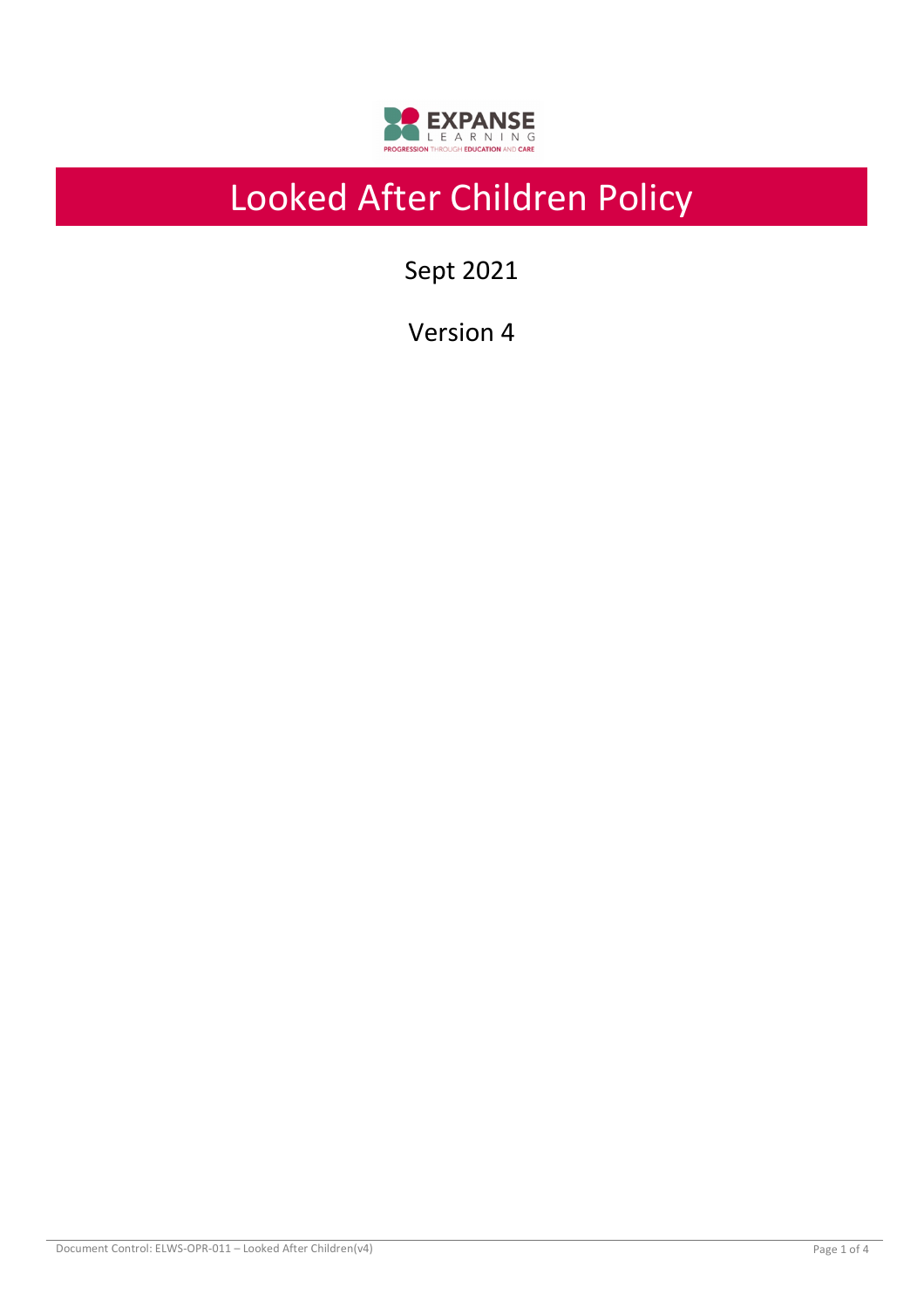# Looked After Children Policy

Sept 2021

Version 4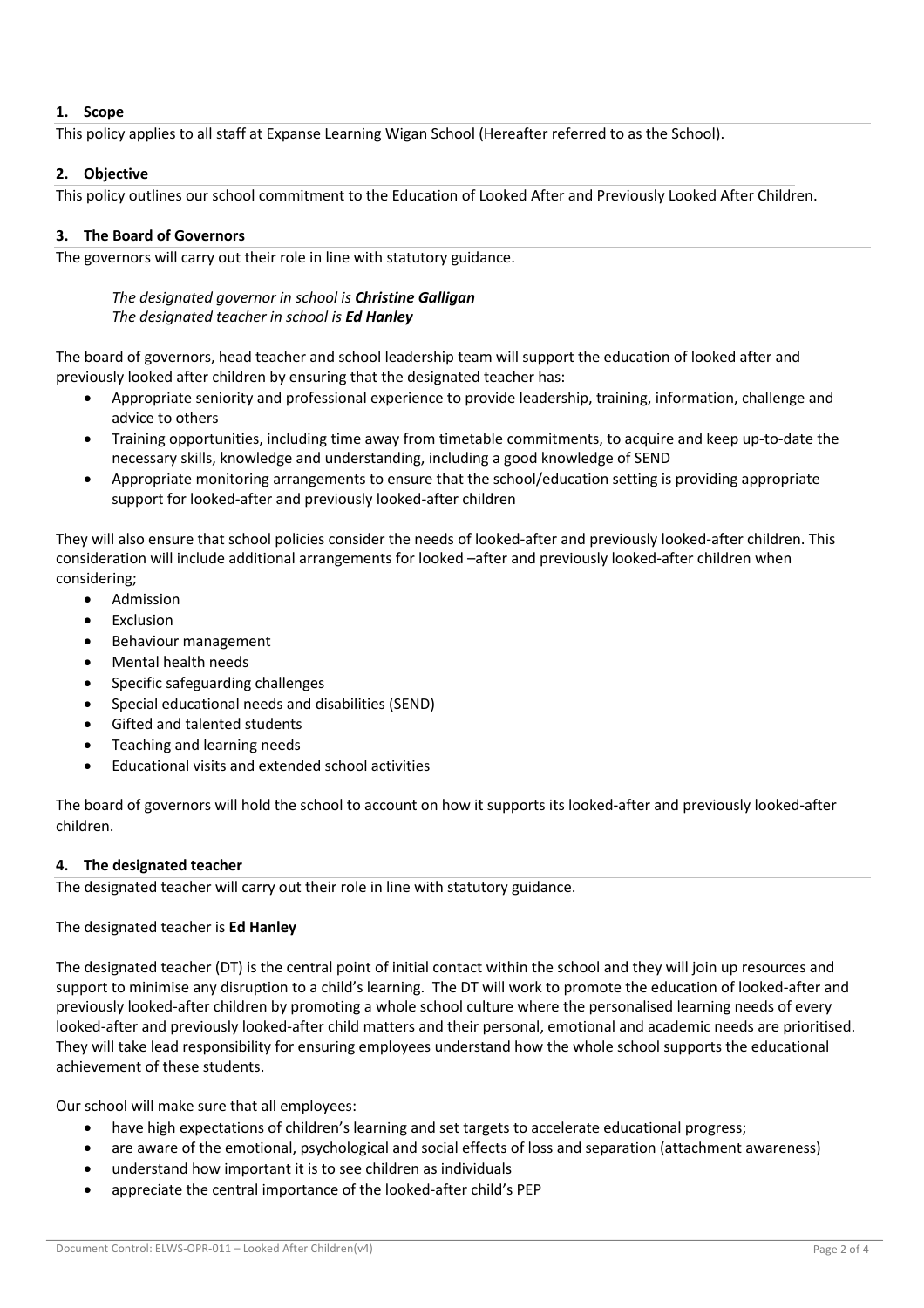## 1. Scope

This policy applies to all staff at Expanse Learning Wigan School (Hereafter referred to as the School).

## 2. Objective

This policy outlines our school commitment to the Education of Looked After and Previously Looked After Children.

## 3. The Board of Governors

The governors will carry out their role in line with statutory guidance.

> *The designated governor in school is **Christine Galligan***
> *The designated teacher in school is **Ed Hanley***

The board of governors, head teacher and school leadership team will support the education of looked after and previously looked after children by ensuring that the designated teacher has:

- Appropriate seniority and professional experience to provide leadership, training, information, challenge and advice to others
- Training opportunities, including time away from timetable commitments, to acquire and keep up-to-date the necessary skills, knowledge and understanding, including a good knowledge of SEND
- Appropriate monitoring arrangements to ensure that the school/education setting is providing appropriate support for looked-after and previously looked-after children

They will also ensure that school policies consider the needs of looked-after and previously looked-after children. This consideration will include additional arrangements for looked –after and previously looked-after children when considering;

- Admission
- Exclusion
- Behaviour management
- Mental health needs
- Specific safeguarding challenges
- Special educational needs and disabilities (SEND)
- Gifted and talented students
- Teaching and learning needs
- Educational visits and extended school activities

The board of governors will hold the school to account on how it supports its looked-after and previously looked-after children.

## 4. The designated teacher

The designated teacher will carry out their role in line with statutory guidance.

The designated teacher is **Ed Hanley**

The designated teacher (DT) is the central point of initial contact within the school and they will join up resources and support to minimise any disruption to a child's learning. The DT will work to promote the education of looked-after and previously looked-after children by promoting a whole school culture where the personalised learning needs of every looked-after and previously looked-after child matters and their personal, emotional and academic needs are prioritised. They will take lead responsibility for ensuring employees understand how the whole school supports the educational achievement of these students.

Our school will make sure that all employees:

- have high expectations of children's learning and set targets to accelerate educational progress;
- are aware of the emotional, psychological and social effects of loss and separation (attachment awareness)
- understand how important it is to see children as individuals
- appreciate the central importance of the looked-after child's PEP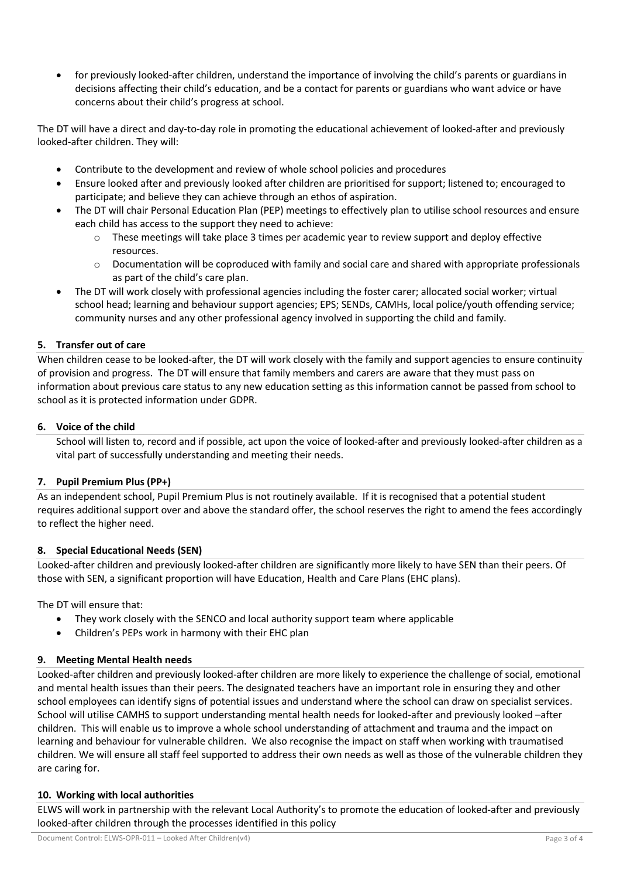- for previously looked-after children, understand the importance of involving the child's parents or guardians in decisions affecting their child's education, and be a contact for parents or guardians who want advice or have concerns about their child's progress at school.

The DT will have a direct and day-to-day role in promoting the educational achievement of looked-after and previously looked-after children. They will:

- Contribute to the development and review of whole school policies and procedures
- Ensure looked after and previously looked after children are prioritised for support; listened to; encouraged to participate; and believe they can achieve through an ethos of aspiration.
- The DT will chair Personal Education Plan (PEP) meetings to effectively plan to utilise school resources and ensure each child has access to the support they need to achieve:
  - These meetings will take place 3 times per academic year to review support and deploy effective resources.
  - Documentation will be coproduced with family and social care and shared with appropriate professionals as part of the child's care plan.
- The DT will work closely with professional agencies including the foster carer; allocated social worker; virtual school head; learning and behaviour support agencies; EPS; SENDs, CAMHs, local police/youth offending service; community nurses and any other professional agency involved in supporting the child and family.

## 5. Transfer out of care

When children cease to be looked-after, the DT will work closely with the family and support agencies to ensure continuity of provision and progress. The DT will ensure that family members and carers are aware that they must pass on information about previous care status to any new education setting as this information cannot be passed from school to school as it is protected information under GDPR.

## 6. Voice of the child

School will listen to, record and if possible, act upon the voice of looked-after and previously looked-after children as a vital part of successfully understanding and meeting their needs.

## 7. Pupil Premium Plus (PP+)

As an independent school, Pupil Premium Plus is not routinely available. If it is recognised that a potential student requires additional support over and above the standard offer, the school reserves the right to amend the fees accordingly to reflect the higher need.

## 8. Special Educational Needs (SEN)

Looked-after children and previously looked-after children are significantly more likely to have SEN than their peers. Of those with SEN, a significant proportion will have Education, Health and Care Plans (EHC plans).

The DT will ensure that:

- They work closely with the SENCO and local authority support team where applicable
- Children's PEPs work in harmony with their EHC plan

## 9. Meeting Mental Health needs

Looked-after children and previously looked-after children are more likely to experience the challenge of social, emotional and mental health issues than their peers. The designated teachers have an important role in ensuring they and other school employees can identify signs of potential issues and understand where the school can draw on specialist services. School will utilise CAMHS to support understanding mental health needs for looked-after and previously looked –after children. This will enable us to improve a whole school understanding of attachment and trauma and the impact on learning and behaviour for vulnerable children. We also recognise the impact on staff when working with traumatised children. We will ensure all staff feel supported to address their own needs as well as those of the vulnerable children they are caring for.

## 10. Working with local authorities

ELWS will work in partnership with the relevant Local Authority's to promote the education of looked-after and previously looked-after children through the processes identified in this policy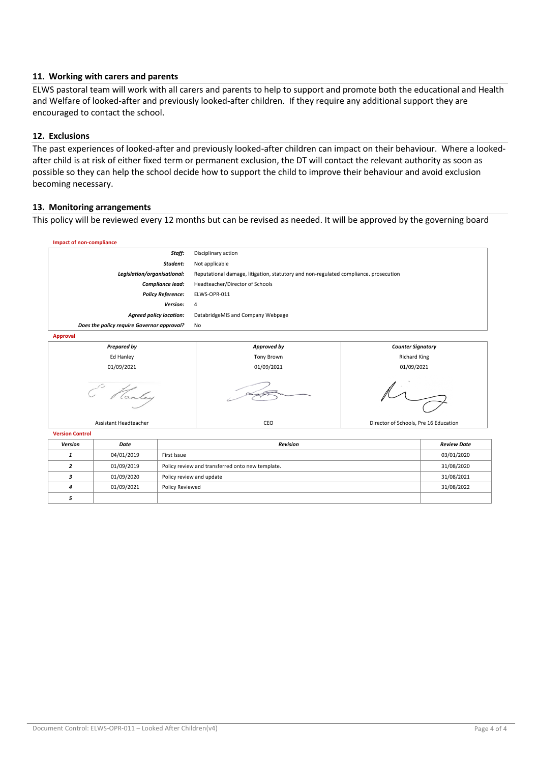## 11. Working with carers and parents

ELWS pastoral team will work with all carers and parents to help to support and promote both the educational and Health and Welfare of looked-after and previously looked-after children. If they require any additional support they are encouraged to contact the school.

## 12. Exclusions

The past experiences of looked-after and previously looked-after children can impact on their behaviour. Where a looked-after child is at risk of either fixed term or permanent exclusion, the DT will contact the relevant authority as soon as possible so they can help the school decide how to support the child to improve their behaviour and avoid exclusion becoming necessary.

## 13. Monitoring arrangements

This policy will be reviewed every 12 months but can be revised as needed. It will be approved by the governing board

**Impact of non-compliance**

| | |
|---|---|
| ***Staff:*** | Disciplinary action |
| ***Student:*** | Not applicable |
| ***Legislation/organisational:*** | Reputational damage, litigation, statutory and non-regulated compliance. prosecution |
| ***Compliance lead:*** | Headteacher/Director of Schools |
| ***Policy Reference:*** | ELWS-OPR-011 |
| ***Version:*** | 4 |
| ***Agreed policy location:*** | DatabridgeMIS and Company Webpage |
| ***Does the policy require Governor approval?*** | No |

**Approval**

| *Prepared by* | *Approved by* | *Counter Signatory* |
|---|---|---|
| Ed Hanley | Tony Brown | Richard King |
| 01/09/2021 | 01/09/2021 | 01/09/2021 |
| Assistant Headteacher | CEO | Director of Schools, Pre 16 Education |

**Version Control**

| *Version* | *Date* | *Revision* | *Review Date* |
|---|---|---|---|
| *1* | 04/01/2019 | First Issue | 03/01/2020 |
| *2* | 01/09/2019 | Policy review and transferred onto new template. | 31/08/2020 |
| *3* | 01/09/2020 | Policy review and update | 31/08/2021 |
| *4* | 01/09/2021 | Policy Reviewed | 31/08/2022 |
| *5* | | | |